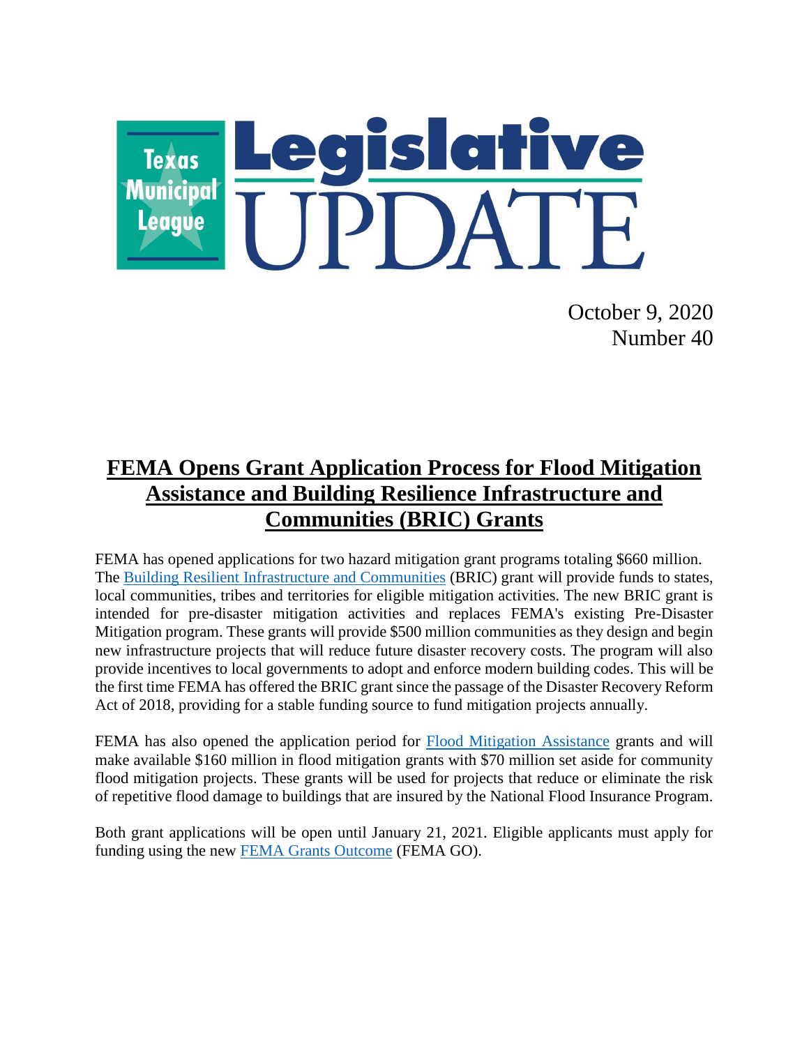# Texas Municipal League Legislative UPDATE

October 9, 2020
Number 40

## FEMA Opens Grant Application Process for Flood Mitigation Assistance and Building Resilience Infrastructure and Communities (BRIC) Grants

FEMA has opened applications for two hazard mitigation grant programs totaling $660 million. The [Building Resilient Infrastructure and Communities](#) (BRIC) grant will provide funds to states, local communities, tribes and territories for eligible mitigation activities. The new BRIC grant is intended for pre-disaster mitigation activities and replaces FEMA's existing Pre-Disaster Mitigation program. These grants will provide $500 million communities as they design and begin new infrastructure projects that will reduce future disaster recovery costs. The program will also provide incentives to local governments to adopt and enforce modern building codes. This will be the first time FEMA has offered the BRIC grant since the passage of the Disaster Recovery Reform Act of 2018, providing for a stable funding source to fund mitigation projects annually.

FEMA has also opened the application period for [Flood Mitigation Assistance](#) grants and will make available $160 million in flood mitigation grants with $70 million set aside for community flood mitigation projects. These grants will be used for projects that reduce or eliminate the risk of repetitive flood damage to buildings that are insured by the National Flood Insurance Program.

Both grant applications will be open until January 21, 2021. Eligible applicants must apply for funding using the new [FEMA Grants Outcome](#) (FEMA GO).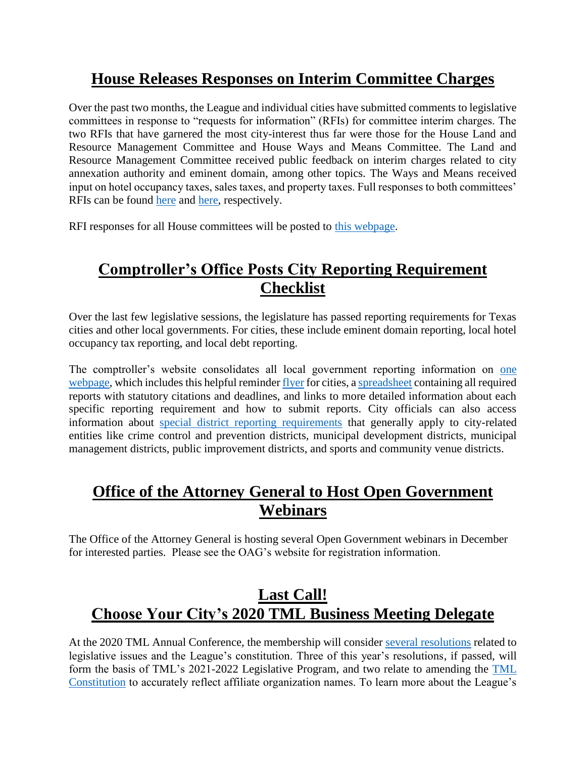## House Releases Responses on Interim Committee Charges

Over the past two months, the League and individual cities have submitted comments to legislative committees in response to "requests for information" (RFIs) for committee interim charges. The two RFIs that have garnered the most city-interest thus far were those for the House Land and Resource Management Committee and House Ways and Means Committee. The Land and Resource Management Committee received public feedback on interim charges related to city annexation authority and eminent domain, among other topics. The Ways and Means received input on hotel occupancy taxes, sales taxes, and property taxes. Full responses to both committees' RFIs can be found here and here, respectively.

RFI responses for all House committees will be posted to this webpage.

## Comptroller's Office Posts City Reporting Requirement Checklist

Over the last few legislative sessions, the legislature has passed reporting requirements for Texas cities and other local governments. For cities, these include eminent domain reporting, local hotel occupancy tax reporting, and local debt reporting.

The comptroller's website consolidates all local government reporting information on one webpage, which includes this helpful reminder flyer for cities, a spreadsheet containing all required reports with statutory citations and deadlines, and links to more detailed information about each specific reporting requirement and how to submit reports. City officials can also access information about special district reporting requirements that generally apply to city-related entities like crime control and prevention districts, municipal development districts, municipal management districts, public improvement districts, and sports and community venue districts.

## Office of the Attorney General to Host Open Government Webinars

The Office of the Attorney General is hosting several Open Government webinars in December for interested parties. Please see the OAG's website for registration information.

## Last Call! Choose Your City's 2020 TML Business Meeting Delegate

At the 2020 TML Annual Conference, the membership will consider several resolutions related to legislative issues and the League's constitution. Three of this year's resolutions, if passed, will form the basis of TML's 2021-2022 Legislative Program, and two relate to amending the TML Constitution to accurately reflect affiliate organization names. To learn more about the League's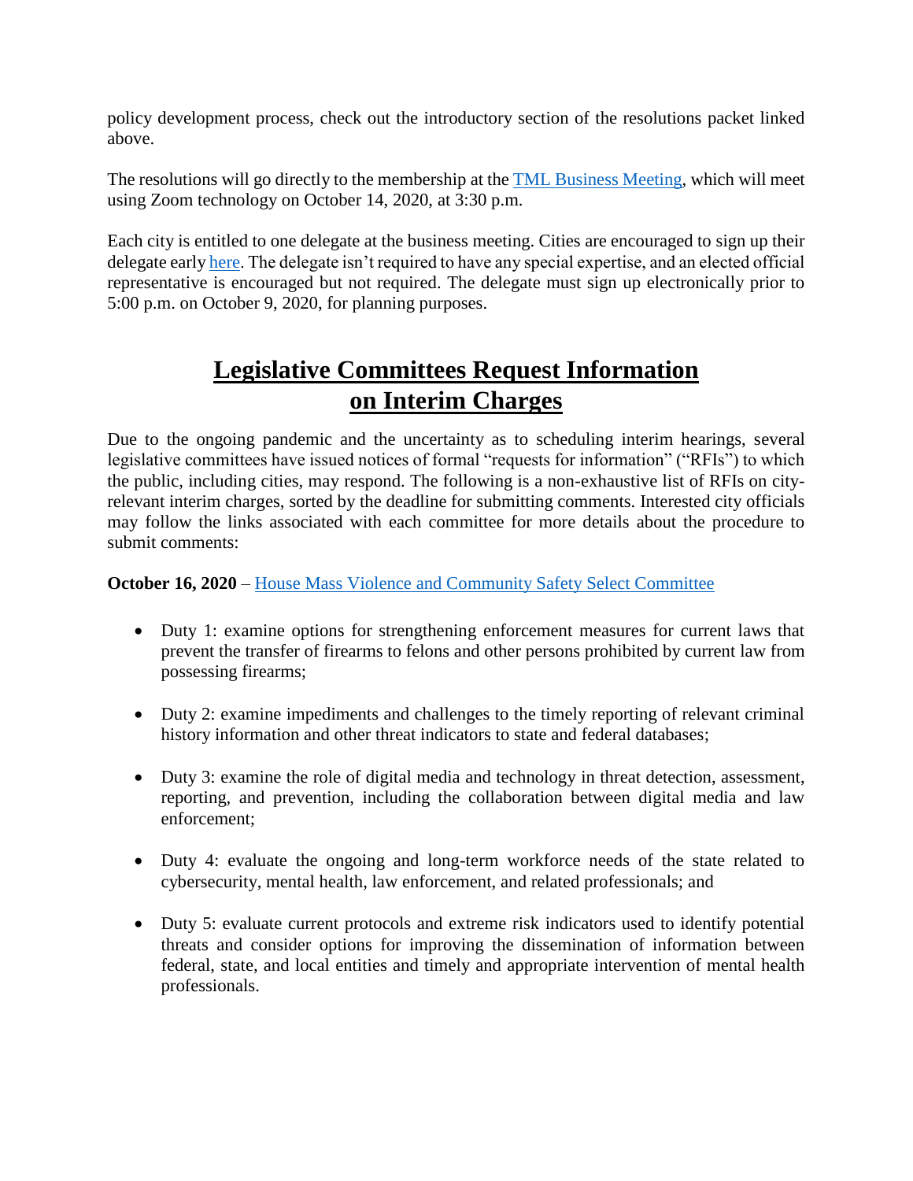policy development process, check out the introductory section of the resolutions packet linked above.

The resolutions will go directly to the membership at the TML Business Meeting, which will meet using Zoom technology on October 14, 2020, at 3:30 p.m.

Each city is entitled to one delegate at the business meeting. Cities are encouraged to sign up their delegate early here. The delegate isn't required to have any special expertise, and an elected official representative is encouraged but not required. The delegate must sign up electronically prior to 5:00 p.m. on October 9, 2020, for planning purposes.

## Legislative Committees Request Information on Interim Charges

Due to the ongoing pandemic and the uncertainty as to scheduling interim hearings, several legislative committees have issued notices of formal "requests for information" ("RFIs") to which the public, including cities, may respond. The following is a non-exhaustive list of RFIs on city-relevant interim charges, sorted by the deadline for submitting comments. Interested city officials may follow the links associated with each committee for more details about the procedure to submit comments:

**October 16, 2020** – House Mass Violence and Community Safety Select Committee

- Duty 1: examine options for strengthening enforcement measures for current laws that prevent the transfer of firearms to felons and other persons prohibited by current law from possessing firearms;
- Duty 2: examine impediments and challenges to the timely reporting of relevant criminal history information and other threat indicators to state and federal databases;
- Duty 3: examine the role of digital media and technology in threat detection, assessment, reporting, and prevention, including the collaboration between digital media and law enforcement;
- Duty 4: evaluate the ongoing and long-term workforce needs of the state related to cybersecurity, mental health, law enforcement, and related professionals; and
- Duty 5: evaluate current protocols and extreme risk indicators used to identify potential threats and consider options for improving the dissemination of information between federal, state, and local entities and timely and appropriate intervention of mental health professionals.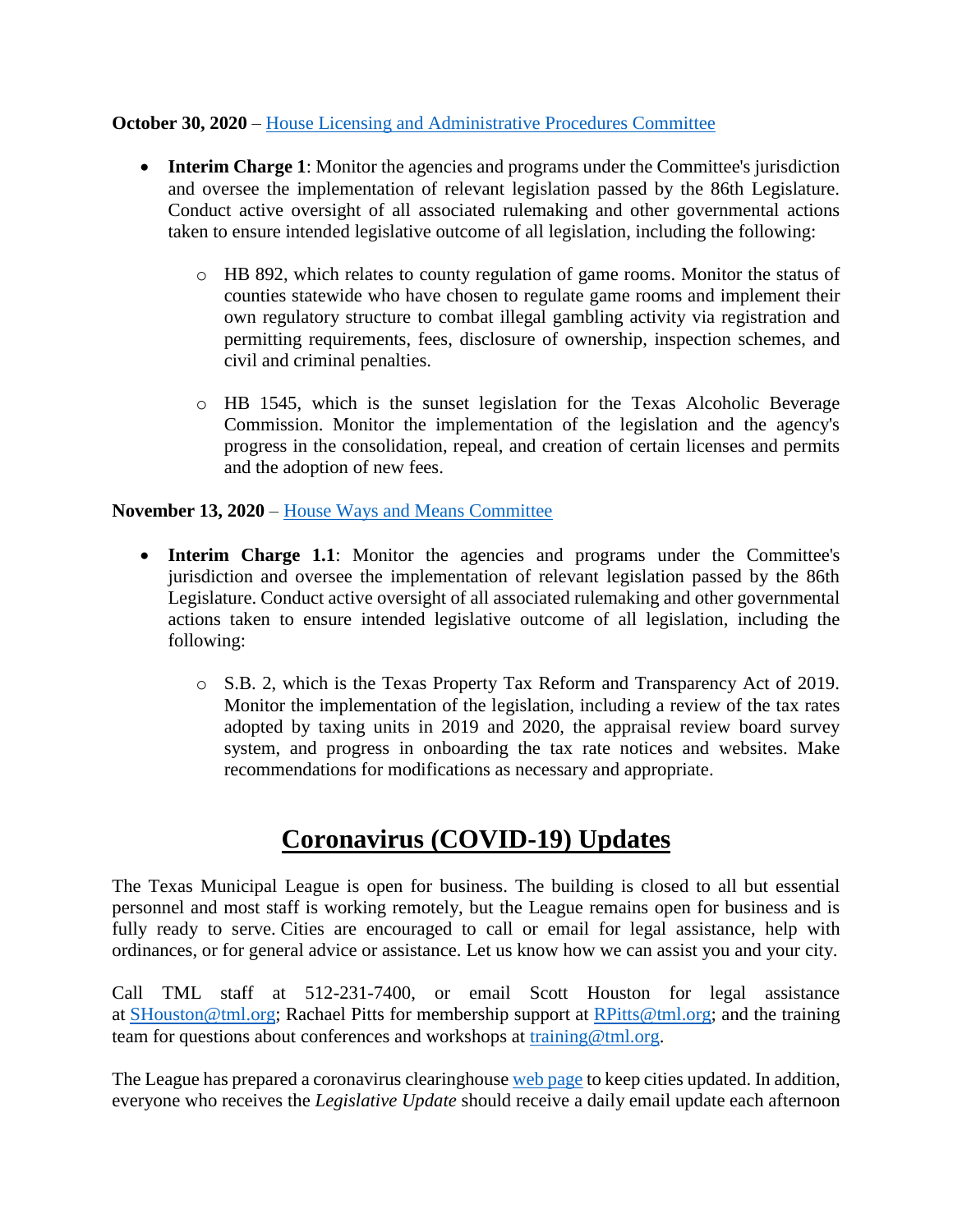**October 30, 2020** – [House Licensing and Administrative Procedures Committee]()

- **Interim Charge 1**: Monitor the agencies and programs under the Committee's jurisdiction and oversee the implementation of relevant legislation passed by the 86th Legislature. Conduct active oversight of all associated rulemaking and other governmental actions taken to ensure intended legislative outcome of all legislation, including the following:
    - HB 892, which relates to county regulation of game rooms. Monitor the status of counties statewide who have chosen to regulate game rooms and implement their own regulatory structure to combat illegal gambling activity via registration and permitting requirements, fees, disclosure of ownership, inspection schemes, and civil and criminal penalties.
    - HB 1545, which is the sunset legislation for the Texas Alcoholic Beverage Commission. Monitor the implementation of the legislation and the agency's progress in the consolidation, repeal, and creation of certain licenses and permits and the adoption of new fees.

**November 13, 2020** – [House Ways and Means Committee]()

- **Interim Charge 1.1**: Monitor the agencies and programs under the Committee's jurisdiction and oversee the implementation of relevant legislation passed by the 86th Legislature. Conduct active oversight of all associated rulemaking and other governmental actions taken to ensure intended legislative outcome of all legislation, including the following:
    - S.B. 2, which is the Texas Property Tax Reform and Transparency Act of 2019. Monitor the implementation of the legislation, including a review of the tax rates adopted by taxing units in 2019 and 2020, the appraisal review board survey system, and progress in onboarding the tax rate notices and websites. Make recommendations for modifications as necessary and appropriate.

## Coronavirus (COVID-19) Updates

The Texas Municipal League is open for business. The building is closed to all but essential personnel and most staff is working remotely, but the League remains open for business and is fully ready to serve. Cities are encouraged to call or email for legal assistance, help with ordinances, or for general advice or assistance. Let us know how we can assist you and your city.

Call TML staff at 512-231-7400, or email Scott Houston for legal assistance at [SHouston@tml.org](mailto:SHouston@tml.org); Rachael Pitts for membership support at [RPitts@tml.org](mailto:RPitts@tml.org); and the training team for questions about conferences and workshops at [training@tml.org](mailto:training@tml.org).

The League has prepared a coronavirus clearinghouse [web page]() to keep cities updated. In addition, everyone who receives the *Legislative Update* should receive a daily email update each afternoon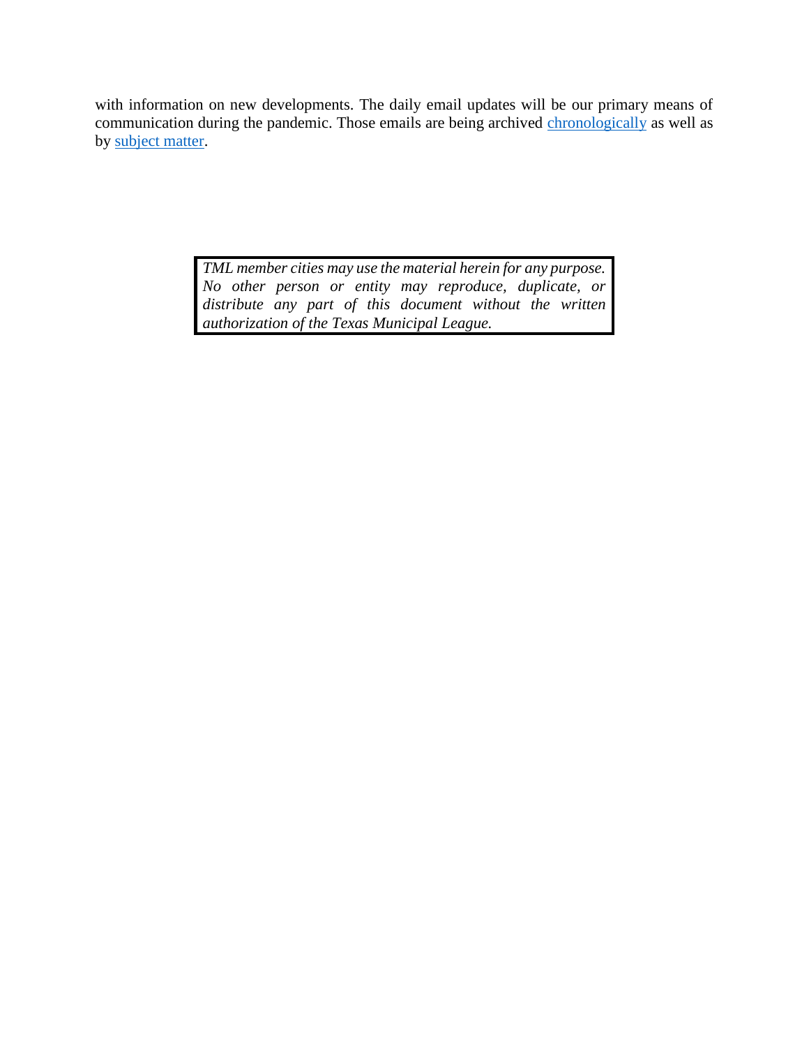with information on new developments. The daily email updates will be our primary means of communication during the pandemic. Those emails are being archived chronologically as well as by subject matter.

*TML member cities may use the material herein for any purpose. No other person or entity may reproduce, duplicate, or distribute any part of this document without the written authorization of the Texas Municipal League.*